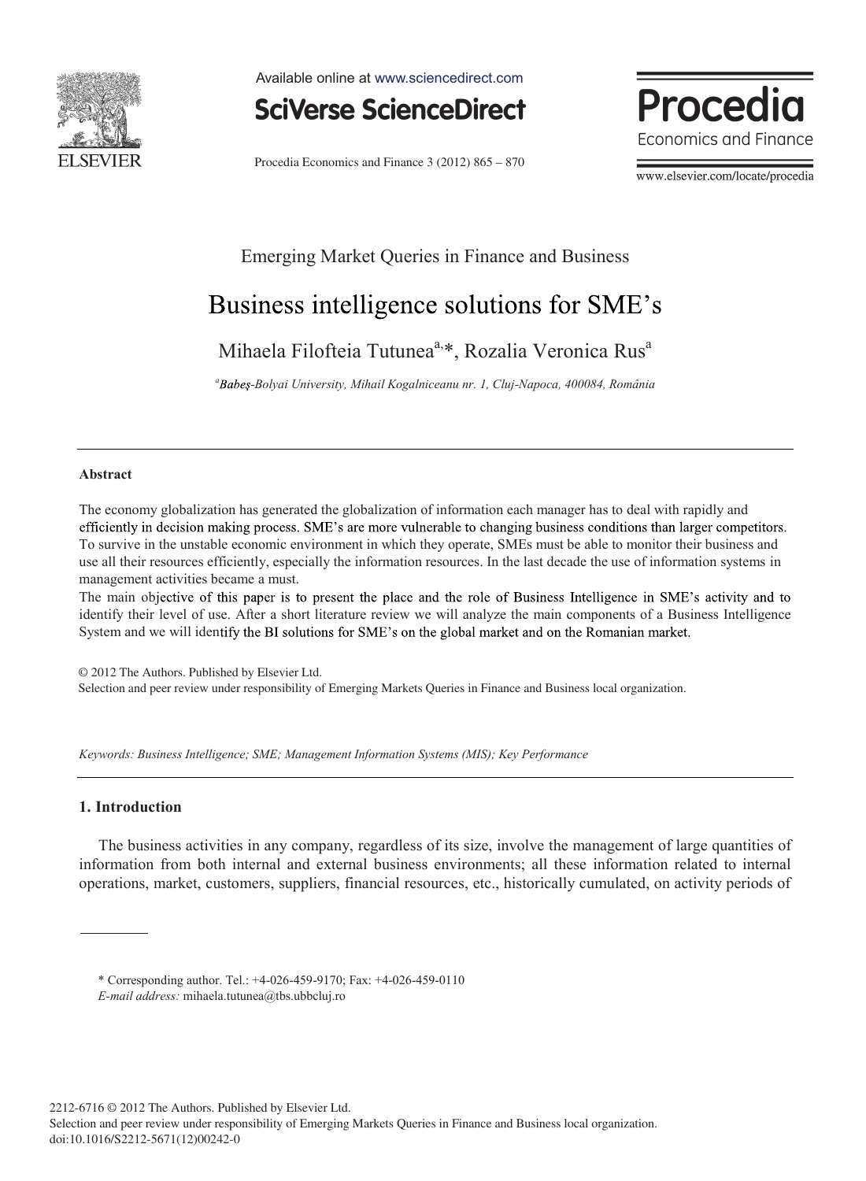Emerging Market Queries in Finance and Business

# Business intelligence solutions for SME's

Mihaela Filofteia Tutunea[a,*], Rozalia Veronica Rus[a]

[a]*Babeș-Bolyai University, Mihail Kogalniceanu nr. 1, Cluj-Napoca, 400084, România*

---

### Abstract

The economy globalization has generated the globalization of information each manager has to deal with rapidly and efficiently in decision making process. SME's are more vulnerable to changing business conditions than larger competitors. To survive in the unstable economic environment in which they operate, SMEs must be able to monitor their business and use all their resources efficiently, especially the information resources. In the last decade the use of information systems in management activities became a must.

The main objective of this paper is to present the place and the role of Business Intelligence in SME's activity and to identify their level of use. After a short literature review we will analyze the main components of a Business Intelligence System and we will identify the BI solutions for SME's on the global market and on the Romanian market.

© 2012 The Authors. Published by Elsevier Ltd.
Selection and peer review under responsibility of Emerging Markets Queries in Finance and Business local organization.

*Keywords: Business Intelligence; SME; Management Information Systems (MIS); Key Performance*

---

## 1. Introduction

The business activities in any company, regardless of its size, involve the management of large quantities of information from both internal and external business environments; all these information related to internal operations, market, customers, suppliers, financial resources, etc., historically cumulated, on activity periods of

---

\* Corresponding author. Tel.: +4-026-459-9170; Fax: +4-026-459-0110
*E-mail address:* mihaela.tutunea@tbs.ubbcluj.ro

2212-6716 © 2012 The Authors. Published by Elsevier Ltd.
Selection and peer review under responsibility of Emerging Markets Queries in Finance and Business local organization.
doi:10.1016/S2212-5671(12)00242-0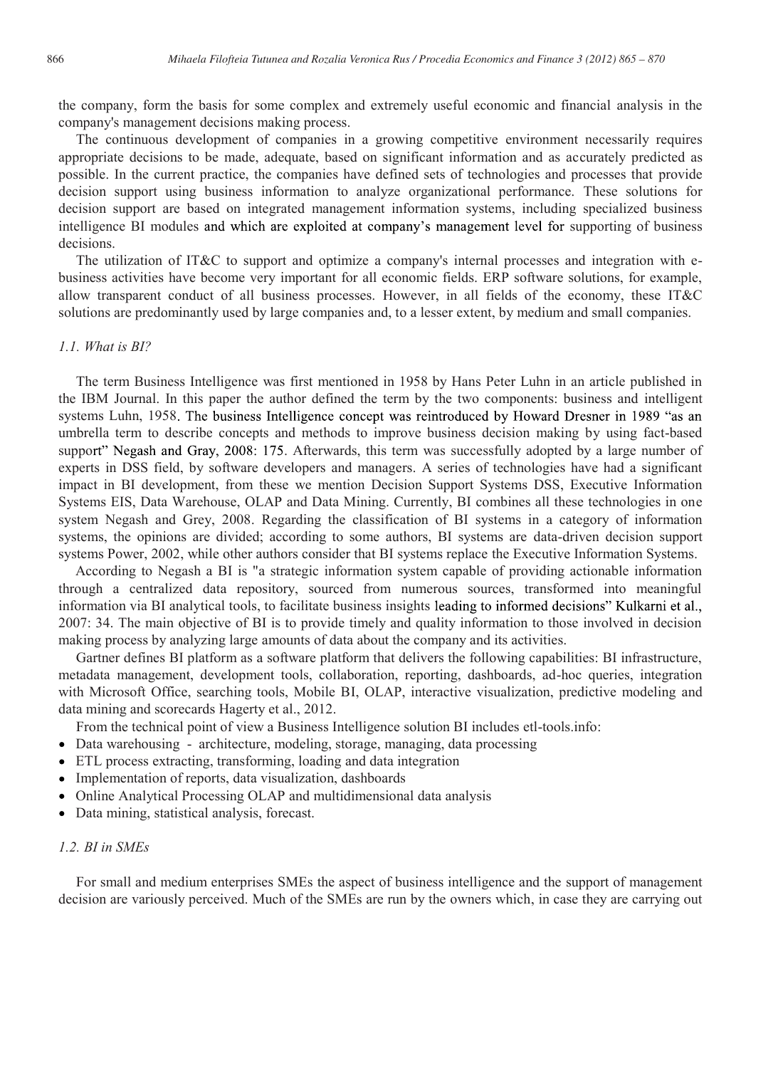the company, form the basis for some complex and extremely useful economic and financial analysis in the company's management decisions making process.

The continuous development of companies in a growing competitive environment necessarily requires appropriate decisions to be made, adequate, based on significant information and as accurately predicted as possible. In the current practice, the companies have defined sets of technologies and processes that provide decision support using business information to analyze organizational performance. These solutions for decision support are based on integrated management information systems, including specialized business intelligence BI modules and which are exploited at company's management level for supporting of business decisions.

The utilization of IT&C to support and optimize a company's internal processes and integration with e-business activities have become very important for all economic fields. ERP software solutions, for example, allow transparent conduct of all business processes. However, in all fields of the economy, these IT&C solutions are predominantly used by large companies and, to a lesser extent, by medium and small companies.

### *1.1. What is BI?*

The term Business Intelligence was first mentioned in 1958 by Hans Peter Luhn in an article published in the IBM Journal. In this paper the author defined the term by the two components: business and intelligent systems Luhn, 1958. The business Intelligence concept was reintroduced by Howard Dresner in 1989 "as an umbrella term to describe concepts and methods to improve business decision making by using fact-based support" Negash and Gray, 2008: 175. Afterwards, this term was successfully adopted by a large number of experts in DSS field, by software developers and managers. A series of technologies have had a significant impact in BI development, from these we mention Decision Support Systems DSS, Executive Information Systems EIS, Data Warehouse, OLAP and Data Mining. Currently, BI combines all these technologies in one system Negash and Grey, 2008. Regarding the classification of BI systems in a category of information systems, the opinions are divided; according to some authors, BI systems are data-driven decision support systems Power, 2002, while other authors consider that BI systems replace the Executive Information Systems.

According to Negash a BI is "a strategic information system capable of providing actionable information through a centralized data repository, sourced from numerous sources, transformed into meaningful information via BI analytical tools, to facilitate business insights leading to informed decisions" Kulkarni et al., 2007: 34. The main objective of BI is to provide timely and quality information to those involved in decision making process by analyzing large amounts of data about the company and its activities.

Gartner defines BI platform as a software platform that delivers the following capabilities: BI infrastructure, metadata management, development tools, collaboration, reporting, dashboards, ad-hoc queries, integration with Microsoft Office, searching tools, Mobile BI, OLAP, interactive visualization, predictive modeling and data mining and scorecards Hagerty et al., 2012.

From the technical point of view a Business Intelligence solution BI includes etl-tools.info:

- Data warehousing - architecture, modeling, storage, managing, data processing
- ETL process extracting, transforming, loading and data integration
- Implementation of reports, data visualization, dashboards
- Online Analytical Processing OLAP and multidimensional data analysis
- Data mining, statistical analysis, forecast.

### *1.2. BI in SMEs*

For small and medium enterprises SMEs the aspect of business intelligence and the support of management decision are variously perceived. Much of the SMEs are run by the owners which, in case they are carrying out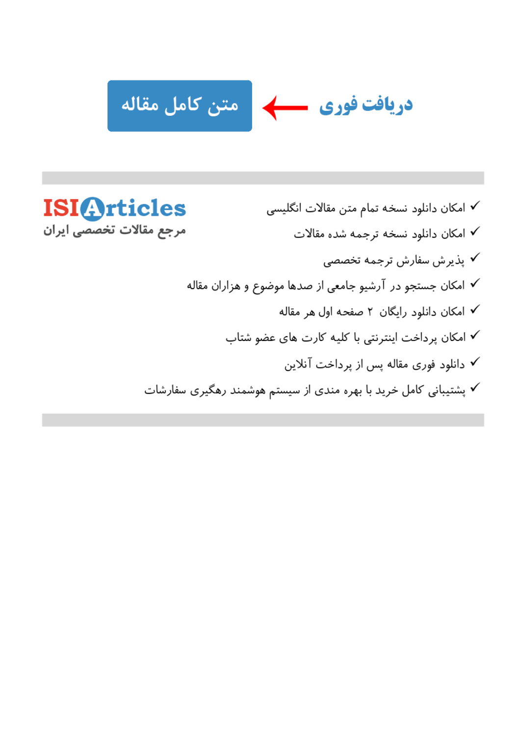متن کامل مقاله ← دریافت فوری

**ISIArticles**
مرجع مقالات تخصصی ایران

- ✓ امکان دانلود نسخه تمام متن مقالات انگلیسی
- ✓ امکان دانلود نسخه ترجمه شده مقالات
- ✓ پذیرش سفارش ترجمه تخصصی
- ✓ امکان جستجو در آرشیو جامعی از صدها موضوع و هزاران مقاله
- ✓ امکان دانلود رایگان ۲ صفحه اول هر مقاله
- ✓ امکان پرداخت اینترنتی با کلیه کارت های عضو شتاب
- ✓ دانلود فوری مقاله پس از پرداخت آنلاین
- ✓ پشتیبانی کامل خرید با بهره مندی از سیستم هوشمند رهگیری سفارشات